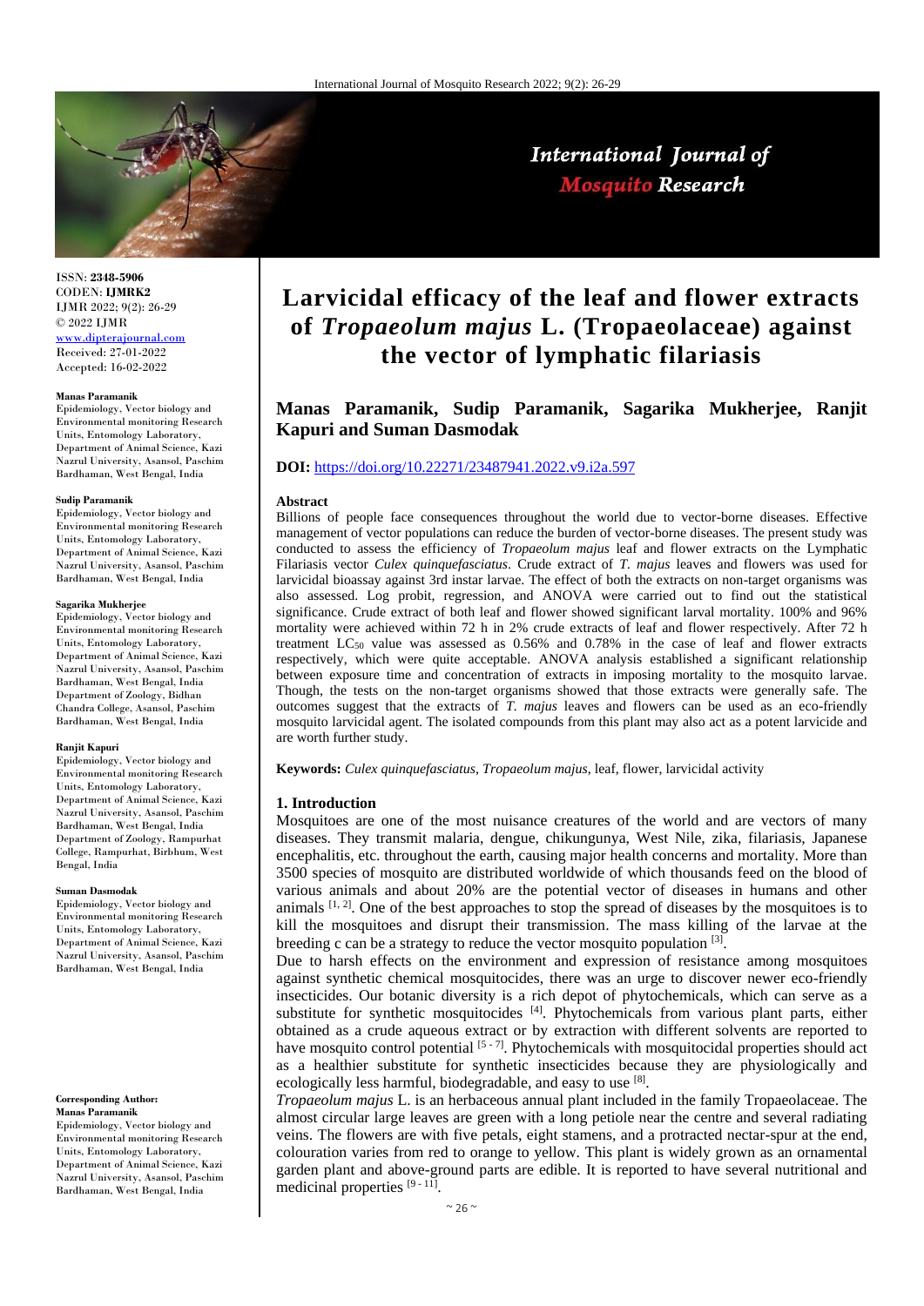ISSN: **2348-5906**
CODEN: **IJMRK2**
IJMR 2022; 9(2): 26-29
© 2022 IJMR
www.dipterajournal.com
Received: 27-01-2022
Accepted: 16-02-2022

**Manas Paramanik**
Epidemiology, Vector biology and Environmental monitoring Research Units, Entomology Laboratory, Department of Animal Science, Kazi Nazrul University, Asansol, Paschim Bardhaman, West Bengal, India

**Sudip Paramanik**
Epidemiology, Vector biology and Environmental monitoring Research Units, Entomology Laboratory, Department of Animal Science, Kazi Nazrul University, Asansol, Paschim Bardhaman, West Bengal, India

**Sagarika Mukherjee**
Epidemiology, Vector biology and Environmental monitoring Research Units, Entomology Laboratory, Department of Animal Science, Kazi Nazrul University, Asansol, Paschim Bardhaman, West Bengal, India
Department of Zoology, Bidhan Chandra College, Asansol, Paschim Bardhaman, West Bengal, India

**Ranjit Kapuri**
Epidemiology, Vector biology and Environmental monitoring Research Units, Entomology Laboratory, Department of Animal Science, Kazi Nazrul University, Asansol, Paschim Bardhaman, West Bengal, India
Department of Zoology, Rampurhat College, Rampurhat, Birbhum, West Bengal, India

**Suman Dasmodak**
Epidemiology, Vector biology and Environmental monitoring Research Units, Entomology Laboratory, Department of Animal Science, Kazi Nazrul University, Asansol, Paschim Bardhaman, West Bengal, India

**Corresponding Author:**
**Manas Paramanik**
Epidemiology, Vector biology and Environmental monitoring Research Units, Entomology Laboratory, Department of Animal Science, Kazi Nazrul University, Asansol, Paschim Bardhaman, West Bengal, India

# Larvicidal efficacy of the leaf and flower extracts of *Tropaeolum majus* L. (Tropaeolaceae) against the vector of lymphatic filariasis

**Manas Paramanik, Sudip Paramanik, Sagarika Mukherjee, Ranjit Kapuri and Suman Dasmodak**

**DOI:** https://doi.org/10.22271/23487941.2022.v9.i2a.597

**Abstract**

Billions of people face consequences throughout the world due to vector-borne diseases. Effective management of vector populations can reduce the burden of vector-borne diseases. The present study was conducted to assess the efficiency of *Tropaeolum majus* leaf and flower extracts on the Lymphatic Filariasis vector *Culex quinquefasciatus*. Crude extract of *T. majus* leaves and flowers was used for larvicidal bioassay against 3rd instar larvae. The effect of both the extracts on non-target organisms was also assessed. Log probit, regression, and ANOVA were carried out to find out the statistical significance. Crude extract of both leaf and flower showed significant larval mortality. 100% and 96% mortality were achieved within 72 h in 2% crude extracts of leaf and flower respectively. After 72 h treatment $LC_{50}$ value was assessed as 0.56% and 0.78% in the case of leaf and flower extracts respectively, which were quite acceptable. ANOVA analysis established a significant relationship between exposure time and concentration of extracts in imposing mortality to the mosquito larvae. Though, the tests on the non-target organisms showed that those extracts were generally safe. The outcomes suggest that the extracts of *T. majus* leaves and flowers can be used as an eco-friendly mosquito larvicidal agent. The isolated compounds from this plant may also act as a potent larvicide and are worth further study.

**Keywords:** *Culex quinquefasciatus*, *Tropaeolum majus*, leaf, flower, larvicidal activity

## 1. Introduction

Mosquitoes are one of the most nuisance creatures of the world and are vectors of many diseases. They transmit malaria, dengue, chikungunya, West Nile, zika, filariasis, Japanese encephalitis, etc. throughout the earth, causing major health concerns and mortality. More than 3500 species of mosquito are distributed worldwide of which thousands feed on the blood of various animals and about 20% are the potential vector of diseases in humans and other animals [1, 2]. One of the best approaches to stop the spread of diseases by the mosquitoes is to kill the mosquitoes and disrupt their transmission. The mass killing of the larvae at the breeding c can be a strategy to reduce the vector mosquito population [3].

Due to harsh effects on the environment and expression of resistance among mosquitoes against synthetic chemical mosquitocides, there was an urge to discover newer eco-friendly insecticides. Our botanic diversity is a rich depot of phytochemicals, which can serve as a substitute for synthetic mosquitocides [4]. Phytochemicals from various plant parts, either obtained as a crude aqueous extract or by extraction with different solvents are reported to have mosquito control potential [5 - 7]. Phytochemicals with mosquitocidal properties should act as a healthier substitute for synthetic insecticides because they are physiologically and ecologically less harmful, biodegradable, and easy to use [8].

*Tropaeolum majus* L. is an herbaceous annual plant included in the family Tropaeolaceae. The almost circular large leaves are green with a long petiole near the centre and several radiating veins. The flowers are with five petals, eight stamens, and a protracted nectar-spur at the end, colouration varies from red to orange to yellow. This plant is widely grown as an ornamental garden plant and above-ground parts are edible. It is reported to have several nutritional and medicinal properties [9 - 11].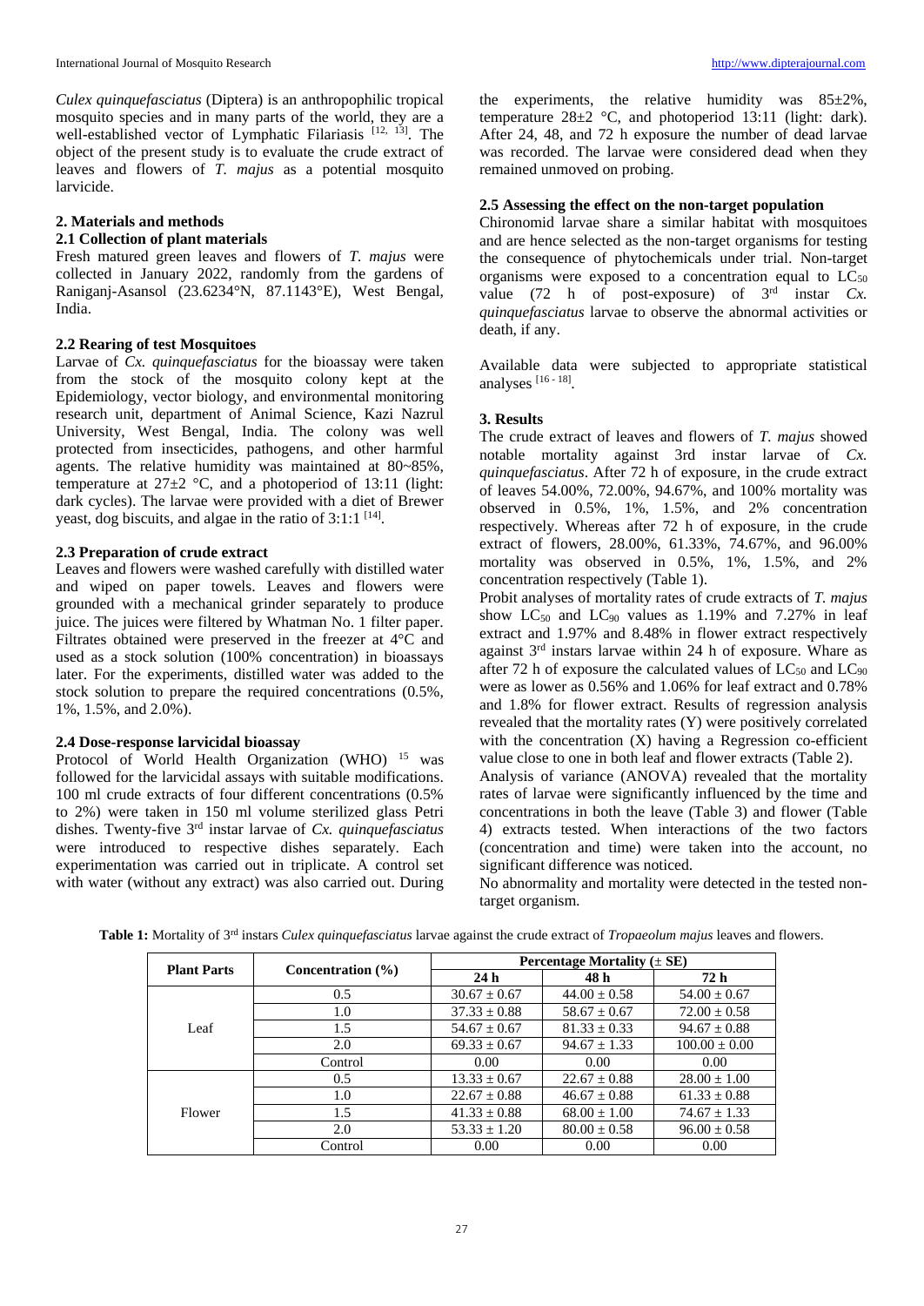*Culex quinquefasciatus* (Diptera) is an anthropophilic tropical mosquito species and in many parts of the world, they are a well-established vector of Lymphatic Filariasis [12, 13]. The object of the present study is to evaluate the crude extract of leaves and flowers of *T. majus* as a potential mosquito larvicide.

## 2. Materials and methods

### 2.1 Collection of plant materials

Fresh matured green leaves and flowers of *T. majus* were collected in January 2022, randomly from the gardens of Raniganj-Asansol (23.6234°N, 87.1143°E), West Bengal, India.

### 2.2 Rearing of test Mosquitoes

Larvae of *Cx. quinquefasciatus* for the bioassay were taken from the stock of the mosquito colony kept at the Epidemiology, vector biology, and environmental monitoring research unit, department of Animal Science, Kazi Nazrul University, West Bengal, India. The colony was well protected from insecticides, pathogens, and other harmful agents. The relative humidity was maintained at 80~85%, temperature at 27±2 °C, and a photoperiod of 13:11 (light: dark cycles). The larvae were provided with a diet of Brewer yeast, dog biscuits, and algae in the ratio of 3:1:1 [14].

### 2.3 Preparation of crude extract

Leaves and flowers were washed carefully with distilled water and wiped on paper towels. Leaves and flowers were grounded with a mechanical grinder separately to produce juice. The juices were filtered by Whatman No. 1 filter paper. Filtrates obtained were preserved in the freezer at 4°C and used as a stock solution (100% concentration) in bioassays later. For the experiments, distilled water was added to the stock solution to prepare the required concentrations (0.5%, 1%, 1.5%, and 2.0%).

### 2.4 Dose-response larvicidal bioassay

Protocol of World Health Organization (WHO) [15] was followed for the larvicidal assays with suitable modifications. 100 ml crude extracts of four different concentrations (0.5% to 2%) were taken in 150 ml volume sterilized glass Petri dishes. Twenty-five 3rd instar larvae of *Cx. quinquefasciatus* were introduced to respective dishes separately. Each experimentation was carried out in triplicate. A control set with water (without any extract) was also carried out. During the experiments, the relative humidity was 85±2%, temperature 28±2 °C, and photoperiod 13:11 (light: dark). After 24, 48, and 72 h exposure the number of dead larvae was recorded. The larvae were considered dead when they remained unmoved on probing.

### 2.5 Assessing the effect on the non-target population

Chironomid larvae share a similar habitat with mosquitoes and are hence selected as the non-target organisms for testing the consequence of phytochemicals under trial. Non-target organisms were exposed to a concentration equal to $LC_{50}$ value (72 h of post-exposure) of 3rd instar *Cx. quinquefasciatus* larvae to observe the abnormal activities or death, if any.

Available data were subjected to appropriate statistical analyses [16 - 18].

## 3. Results

The crude extract of leaves and flowers of *T. majus* showed notable mortality against 3rd instar larvae of *Cx. quinquefasciatus*. After 72 h of exposure, in the crude extract of leaves 54.00%, 72.00%, 94.67%, and 100% mortality was observed in 0.5%, 1%, 1.5%, and 2% concentration respectively. Whereas after 72 h of exposure, in the crude extract of flowers, 28.00%, 61.33%, 74.67%, and 96.00% mortality was observed in 0.5%, 1%, 1.5%, and 2% concentration respectively (Table 1).

Probit analyses of mortality rates of crude extracts of *T. majus* show $LC_{50}$ and $LC_{90}$ values as 1.19% and 7.27% in leaf extract and 1.97% and 8.48% in flower extract respectively against 3rd instars larvae within 24 h of exposure. Whare as after 72 h of exposure the calculated values of $LC_{50}$ and $LC_{90}$ were as lower as 0.56% and 1.06% for leaf extract and 0.78% and 1.8% for flower extract. Results of regression analysis revealed that the mortality rates (Y) were positively correlated with the concentration (X) having a Regression co-efficient value close to one in both leaf and flower extracts (Table 2).

Analysis of variance (ANOVA) revealed that the mortality rates of larvae were significantly influenced by the time and concentrations in both the leave (Table 3) and flower (Table 4) extracts tested. When interactions of the two factors (concentration and time) were taken into the account, no significant difference was noticed.

No abnormality and mortality were detected in the tested non-target organism.

**Table 1:** Mortality of 3rd instars *Culex quinquefasciatus* larvae against the crude extract of *Tropaeolum majus* leaves and flowers.

| Plant Parts | Concentration (%) | Percentage Mortality (± SE) | | |
|---|---|---|---|---|
| | | 24 h | 48 h | 72 h |
| Leaf | 0.5 | 30.67 ± 0.67 | 44.00 ± 0.58 | 54.00 ± 0.67 |
| | 1.0 | 37.33 ± 0.88 | 58.67 ± 0.67 | 72.00 ± 0.58 |
| | 1.5 | 54.67 ± 0.67 | 81.33 ± 0.33 | 94.67 ± 0.88 |
| | 2.0 | 69.33 ± 0.67 | 94.67 ± 1.33 | 100.00 ± 0.00 |
| | Control | 0.00 | 0.00 | 0.00 |
| Flower | 0.5 | 13.33 ± 0.67 | 22.67 ± 0.88 | 28.00 ± 1.00 |
| | 1.0 | 22.67 ± 0.88 | 46.67 ± 0.88 | 61.33 ± 0.88 |
| | 1.5 | 41.33 ± 0.88 | 68.00 ± 1.00 | 74.67 ± 1.33 |
| | 2.0 | 53.33 ± 1.20 | 80.00 ± 0.58 | 96.00 ± 0.58 |
| | Control | 0.00 | 0.00 | 0.00 |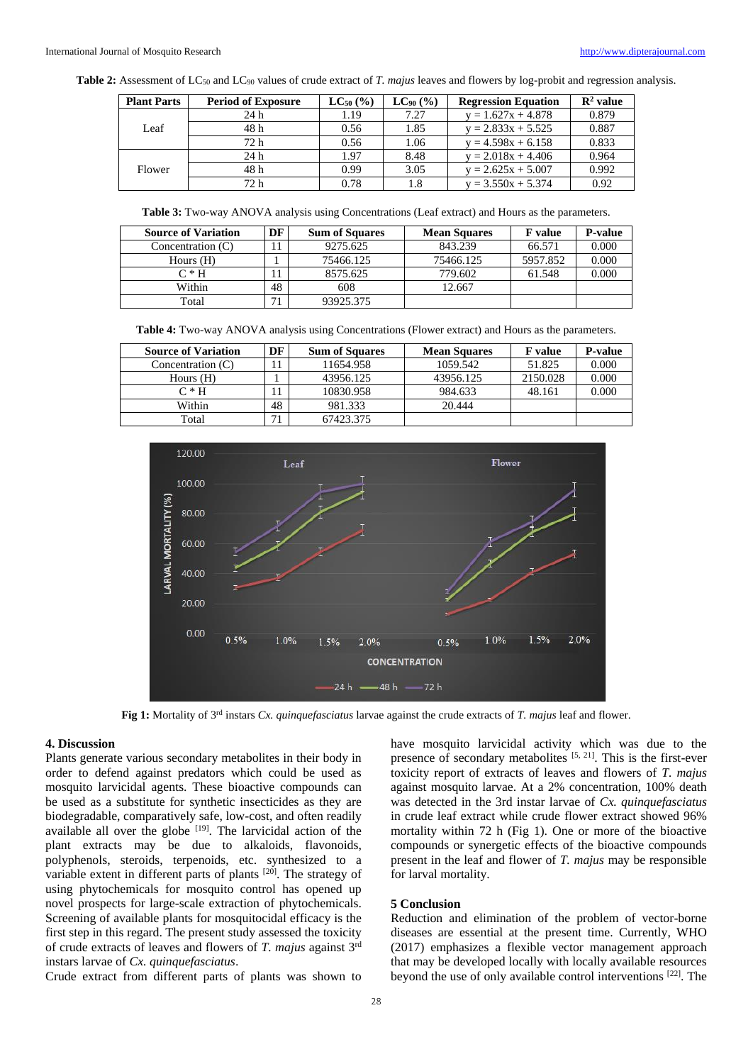**Table 2:** Assessment of $LC_{50}$ and $LC_{90}$ values of crude extract of *T. majus* leaves and flowers by log-probit and regression analysis.

| Plant Parts | Period of Exposure | $LC_{50}$ (%) | $LC_{90}$ (%) | Regression Equation | $R^2$ value |
|---|---|---|---|---|---|
| Leaf | 24 h | 1.19 | 7.27 | $y = 1.627x + 4.878$ | 0.879 |
| | 48 h | 0.56 | 1.85 | $y = 2.833x + 5.525$ | 0.887 |
| | 72 h | 0.56 | 1.06 | $y = 4.598x + 6.158$ | 0.833 |
| Flower | 24 h | 1.97 | 8.48 | $y = 2.018x + 4.406$ | 0.964 |
| | 48 h | 0.99 | 3.05 | $y = 2.625x + 5.007$ | 0.992 |
| | 72 h | 0.78 | 1.8 | $y = 3.550x + 5.374$ | 0.92 |

**Table 3:** Two-way ANOVA analysis using Concentrations (Leaf extract) and Hours as the parameters.

| Source of Variation | DF | Sum of Squares | Mean Squares | F value | P-value |
|---|---|---|---|---|---|
| Concentration (C) | 11 | 9275.625 | 843.239 | 66.571 | 0.000 |
| Hours (H) | 1 | 75466.125 | 75466.125 | 5957.852 | 0.000 |
| C * H | 11 | 8575.625 | 779.602 | 61.548 | 0.000 |
| Within | 48 | 608 | 12.667 | | |
| Total | 71 | 93925.375 | | | |

**Table 4:** Two-way ANOVA analysis using Concentrations (Flower extract) and Hours as the parameters.

| Source of Variation | DF | Sum of Squares | Mean Squares | F value | P-value |
|---|---|---|---|---|---|
| Concentration (C) | 11 | 11654.958 | 1059.542 | 51.825 | 0.000 |
| Hours (H) | 1 | 43956.125 | 43956.125 | 2150.028 | 0.000 |
| C * H | 11 | 10830.958 | 984.633 | 48.161 | 0.000 |
| Within | 48 | 981.333 | 20.444 | | |
| Total | 71 | 67423.375 | | | |

**Fig 1:** Mortality of 3rd instars *Cx. quinquefasciatus* larvae against the crude extracts of *T. majus* leaf and flower.

## 4. Discussion

Plants generate various secondary metabolites in their body in order to defend against predators which could be used as mosquito larvicidal agents. These bioactive compounds can be used as a substitute for synthetic insecticides as they are biodegradable, comparatively safe, low-cost, and often readily available all over the globe [19]. The larvicidal action of the plant extracts may be due to alkaloids, flavonoids, polyphenols, steroids, terpenoids, etc. synthesized to a variable extent in different parts of plants [20]. The strategy of using phytochemicals for mosquito control has opened up novel prospects for large-scale extraction of phytochemicals. Screening of available plants for mosquitocidal efficacy is the first step in this regard. The present study assessed the toxicity of crude extracts of leaves and flowers of *T. majus* against 3rd instars larvae of *Cx. quinquefasciatus*.

Crude extract from different parts of plants was shown to have mosquito larvicidal activity which was due to the presence of secondary metabolites [5, 21]. This is the first-ever toxicity report of extracts of leaves and flowers of *T. majus* against mosquito larvae. At a 2% concentration, 100% death was detected in the 3rd instar larvae of *Cx. quinquefasciatus* in crude leaf extract while crude flower extract showed 96% mortality within 72 h (Fig 1). One or more of the bioactive compounds or synergetic effects of the bioactive compounds present in the leaf and flower of *T. majus* may be responsible for larval mortality.

## 5 Conclusion

Reduction and elimination of the problem of vector-borne diseases are essential at the present time. Currently, WHO (2017) emphasizes a flexible vector management approach that may be developed locally with locally available resources beyond the use of only available control interventions [22]. The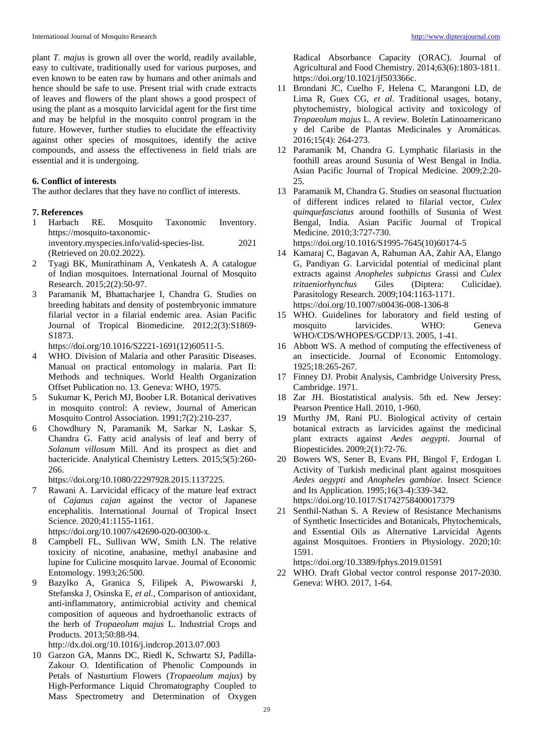plant *T. majus* is grown all over the world, readily available, easy to cultivate, traditionally used for various purposes, and even known to be eaten raw by humans and other animals and hence should be safe to use. Present trial with crude extracts of leaves and flowers of the plant shows a good prospect of using the plant as a mosquito larvicidal agent for the first time and may be helpful in the mosquito control program in the future. However, further studies to elucidate the effeactivity against other species of mosquitoes, identify the active compounds, and assess the effectiveness in field trials are essential and it is undergoing.

## 6. Conflict of interests

The author declares that they have no conflict of interests.

## 7. References

1. Harbach RE. Mosquito Taxonomic Inventory. https://mosquito-taxonomic-inventory.myspecies.info/valid-species-list. 2021 (Retrieved on 20.02.2022).
2. Tyagi BK, Munirathinam A, Venkatesh A. A catalogue of Indian mosquitoes. International Journal of Mosquito Research. 2015;2(2):50-97.
3. Paramanik M, Bhattacharjee I, Chandra G. Studies on breeding habitats and density of postembryonic immature filarial vector in a filarial endemic area. Asian Pacific Journal of Tropical Biomedicine. 2012;2(3):S1869-S1873. https://doi.org/10.1016/S2221-1691(12)60511-5.
4. WHO. Division of Malaria and other Parasitic Diseases. Manual on practical entomology in malaria. Part II: Methods and techniques. World Health Organization Offset Publication no. 13. Geneva: WHO, 1975.
5. Sukumar K, Perich MJ, Boober LR. Botanical derivatives in mosquito control: A review, Journal of American Mosquito Control Association. 1991;7(2):210-237.
6. Chowdhury N, Paramanik M, Sarkar N, Laskar S, Chandra G. Fatty acid analysis of leaf and berry of *Solanum villosum* Mill. And its prospect as diet and bactericide. Analytical Chemistry Letters. 2015;5(5):260-266. https://doi.org/10.1080/22297928.2015.1137225.
7. Rawani A. Larvicidal efficacy of the mature leaf extract of *Cajanus cajan* against the vector of Japanese encephalitis. International Journal of Tropical Insect Science. 2020;41:1155-1161. https://doi.org/10.1007/s42690-020-00300-x.
8. Campbell FL, Sullivan WW, Smith LN. The relative toxicity of nicotine, anabasine, methyl anabasine and lupine for Culicine mosquito larvae. Journal of Economic Entomology. 1993;26:500.
9. Bazylko A, Granica S, Filipek A, Piwowarski J, Stefanska J, Osinska E, *et al.*, Comparison of antioxidant, anti-inflammatory, antimicrobial activity and chemical composition of aqueous and hydroethanolic extracts of the herb of *Tropaeolum majus* L. Industrial Crops and Products. 2013;50:88-94. http://dx.doi.org/10.1016/j.indcrop.2013.07.003
10. Garzon GA, Manns DC, Riedl K, Schwartz SJ, Padilla-Zakour O. Identification of Phenolic Compounds in Petals of Nasturtium Flowers (*Tropaeolum majus*) by High-Performance Liquid Chromatography Coupled to Mass Spectrometry and Determination of Oxygen Radical Absorbance Capacity (ORAC). Journal of Agricultural and Food Chemistry. 2014;63(6):1803-1811. https://doi.org/10.1021/jf503366c.
11. Brondani JC, Cuelho F, Helena C, Marangoni LD, de Lima R, Guex CG, *et al*. Traditional usages, botany, phytochemistry, biological activity and toxicology of *Tropaeolum majus* L. A review. Boletín Latinoamericano y del Caribe de Plantas Medicinales y Aromáticas. 2016;15(4): 264-273.
12. Paramanik M, Chandra G. Lymphatic filariasis in the foothill areas around Susunia of West Bengal in India. Asian Pacific Journal of Tropical Medicine. 2009;2:20-25.
13. Paramanik M, Chandra G. Studies on seasonal fluctuation of different indices related to filarial vector, *Culex quinquefasciatus* around foothills of Susunia of West Bengal, India. Asian Pacific Journal of Tropical Medicine. 2010;3:727-730. https://doi.org/10.1016/S1995-7645(10)60174-5
14. Kamaraj C, Bagavan A, Rahuman AA, Zahir AA, Elango G, Pandiyan G. Larvicidal potential of medicinal plant extracts against *Anopheles subpictus* Grassi and *Culex tritaeniorhynchus* Giles (Diptera: Culicidae). Parasitology Research. 2009;104:1163-1171. https://doi.org/10.1007/s00436-008-1306-8
15. WHO. Guidelines for laboratory and field testing of mosquito larvicides. WHO: Geneva WHO/CDS/WHOPES/GCDP/13. 2005, 1-41.
16. Abbott WS. A method of computing the effectiveness of an insecticide. Journal of Economic Entomology. 1925;18:265-267.
17. Finney DJ. Probit Analysis, Cambridge University Press, Cambridge. 1971.
18. Zar JH. Biostatistical analysis. 5th ed. New Jersey: Pearson Prentice Hall. 2010, 1-960.
19. Murthy JM, Rani PU. Biological activity of certain botanical extracts as larvicides against the medicinal plant extracts against *Aedes aegypti*. Journal of Biopesticides. 2009;2(1):72-76.
20. Bowers WS, Sener B, Evans PH, Bingol F, Erdogan I. Activity of Turkish medicinal plant against mosquitoes *Aedes aegypti* and *Anopheles gambiae*. Insect Science and Its Application. 1995;16(3-4):339-342. https://doi.org/10.1017/S1742758400017379
21. Senthil-Nathan S. A Review of Resistance Mechanisms of Synthetic Insecticides and Botanicals, Phytochemicals, and Essential Oils as Alternative Larvicidal Agents against Mosquitoes. Frontiers in Physiology. 2020;10: 1591. https://doi.org/10.3389/fphys.2019.01591
22. WHO. Draft Global vector control response 2017-2030. Geneva: WHO. 2017, 1-64.